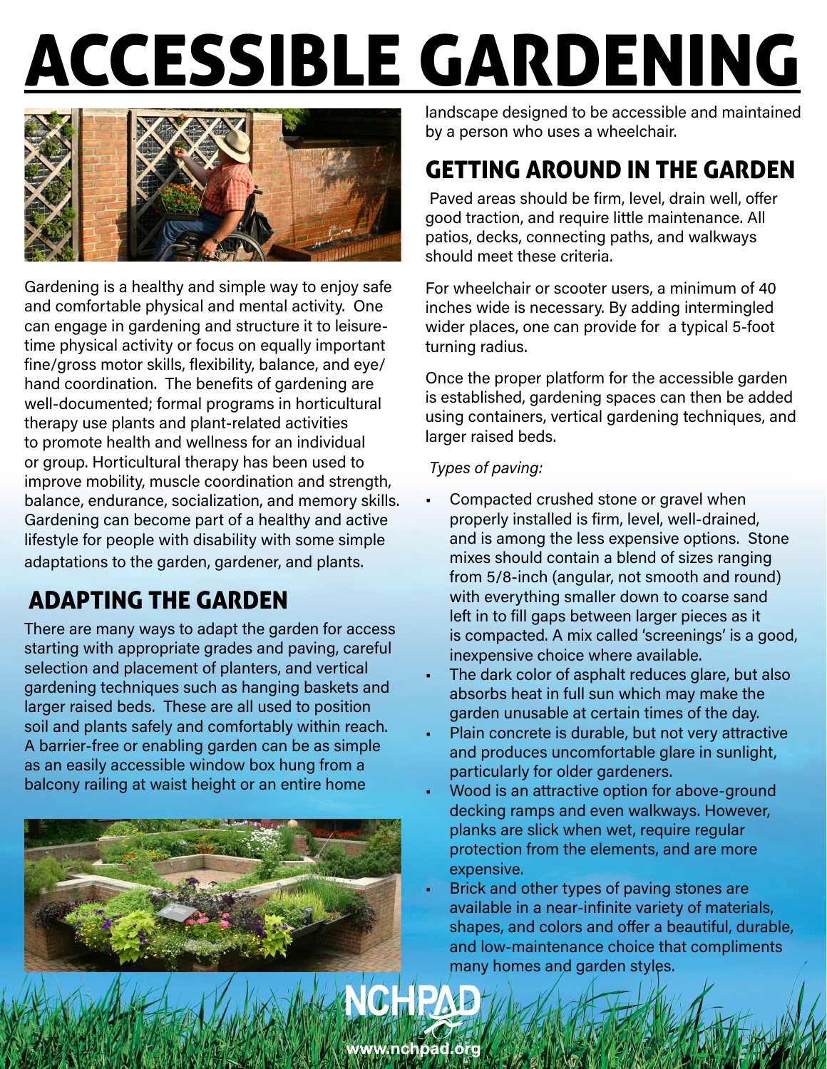# ACCESSIBLE GARDENING

Gardening is a healthy and simple way to enjoy safe and comfortable physical and mental activity. One can engage in gardening and structure it to leisure-time physical activity or focus on equally important fine/gross motor skills, flexibility, balance, and eye/hand coordination. The benefits of gardening are well-documented; formal programs in horticultural therapy use plants and plant-related activities to promote health and wellness for an individual or group. Horticultural therapy has been used to improve mobility, muscle coordination and strength, balance, endurance, socialization, and memory skills. Gardening can become part of a healthy and active lifestyle for people with disability with some simple adaptations to the garden, gardener, and plants.

## ADAPTING THE GARDEN

There are many ways to adapt the garden for access starting with appropriate grades and paving, careful selection and placement of planters, and vertical gardening techniques such as hanging baskets and larger raised beds. These are all used to position soil and plants safely and comfortably within reach. A barrier-free or enabling garden can be as simple as an easily accessible window box hung from a balcony railing at waist height or an entire home landscape designed to be accessible and maintained by a person who uses a wheelchair.

## GETTING AROUND IN THE GARDEN

Paved areas should be firm, level, drain well, offer good traction, and require little maintenance. All patios, decks, connecting paths, and walkways should meet these criteria.

For wheelchair or scooter users, a minimum of 40 inches wide is necessary. By adding intermingled wider places, one can provide for a typical 5-foot turning radius.

Once the proper platform for the accessible garden is established, gardening spaces can then be added using containers, vertical gardening techniques, and larger raised beds.

*Types of paving:*

- Compacted crushed stone or gravel when properly installed is firm, level, well-drained, and is among the less expensive options. Stone mixes should contain a blend of sizes ranging from 5/8-inch (angular, not smooth and round) with everything smaller down to coarse sand left in to fill gaps between larger pieces as it is compacted. A mix called 'screenings' is a good, inexpensive choice where available.
- The dark color of asphalt reduces glare, but also absorbs heat in full sun which may make the garden unusable at certain times of the day.
- Plain concrete is durable, but not very attractive and produces uncomfortable glare in sunlight, particularly for older gardeners.
- Wood is an attractive option for above-ground decking ramps and even walkways. However, planks are slick when wet, require regular protection from the elements, and are more expensive.
- Brick and other types of paving stones are available in a near-infinite variety of materials, shapes, and colors and offer a beautiful, durable, and low-maintenance choice that compliments many homes and garden styles.

NCHPAD
www.nchpad.org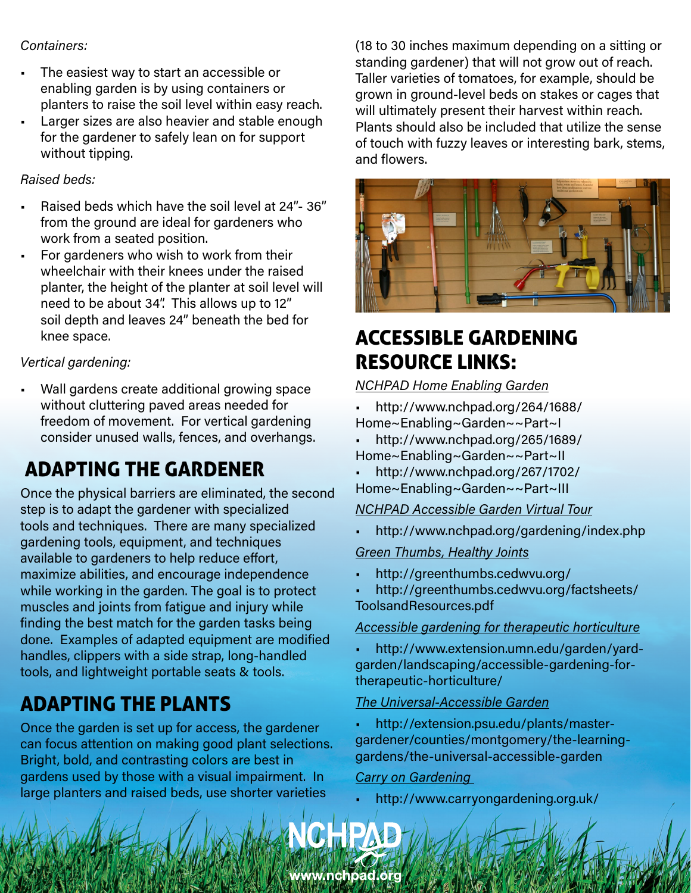*Containers:*

- The easiest way to start an accessible or enabling garden is by using containers or planters to raise the soil level within easy reach.
- Larger sizes are also heavier and stable enough for the gardener to safely lean on for support without tipping.

*Raised beds:*

- Raised beds which have the soil level at 24"- 36" from the ground are ideal for gardeners who work from a seated position.
- For gardeners who wish to work from their wheelchair with their knees under the raised planter, the height of the planter at soil level will need to be about 34". This allows up to 12" soil depth and leaves 24" beneath the bed for knee space.

*Vertical gardening:*

- Wall gardens create additional growing space without cluttering paved areas needed for freedom of movement. For vertical gardening consider unused walls, fences, and overhangs.

## ADAPTING THE GARDENER

Once the physical barriers are eliminated, the second step is to adapt the gardener with specialized tools and techniques. There are many specialized gardening tools, equipment, and techniques available to gardeners to help reduce effort, maximize abilities, and encourage independence while working in the garden. The goal is to protect muscles and joints from fatigue and injury while finding the best match for the garden tasks being done. Examples of adapted equipment are modified handles, clippers with a side strap, long-handled tools, and lightweight portable seats & tools.

## ADAPTING THE PLANTS

Once the garden is set up for access, the gardener can focus attention on making good plant selections. Bright, bold, and contrasting colors are best in gardens used by those with a visual impairment. In large planters and raised beds, use shorter varieties (18 to 30 inches maximum depending on a sitting or standing gardener) that will not grow out of reach. Taller varieties of tomatoes, for example, should be grown in ground-level beds on stakes or cages that will ultimately present their harvest within reach. Plants should also be included that utilize the sense of touch with fuzzy leaves or interesting bark, stems, and flowers.

## ACCESSIBLE GARDENING RESOURCE LINKS:

*NCHPAD Home Enabling Garden*

- http://www.nchpad.org/264/1688/Home~Enabling~Garden~~Part~I
- http://www.nchpad.org/265/1689/Home~Enabling~Garden~~Part~II
- http://www.nchpad.org/267/1702/Home~Enabling~Garden~~Part~III

*NCHPAD Accessible Garden Virtual Tour*

- http://www.nchpad.org/gardening/index.php

*Green Thumbs, Healthy Joints*

- http://greenthumbs.cedwvu.org/
- http://greenthumbs.cedwvu.org/factsheets/ToolsandResources.pdf

*Accessible gardening for therapeutic horticulture*

- http://www.extension.umn.edu/garden/yard-garden/landscaping/accessible-gardening-for-therapeutic-horticulture/

*The Universal-Accessible Garden*

- http://extension.psu.edu/plants/master-gardener/counties/montgomery/the-learning-gardens/the-universal-accessible-garden

*Carry on Gardening*

- http://www.carryongardening.org.uk/

NCHPAD
www.nchpad.org